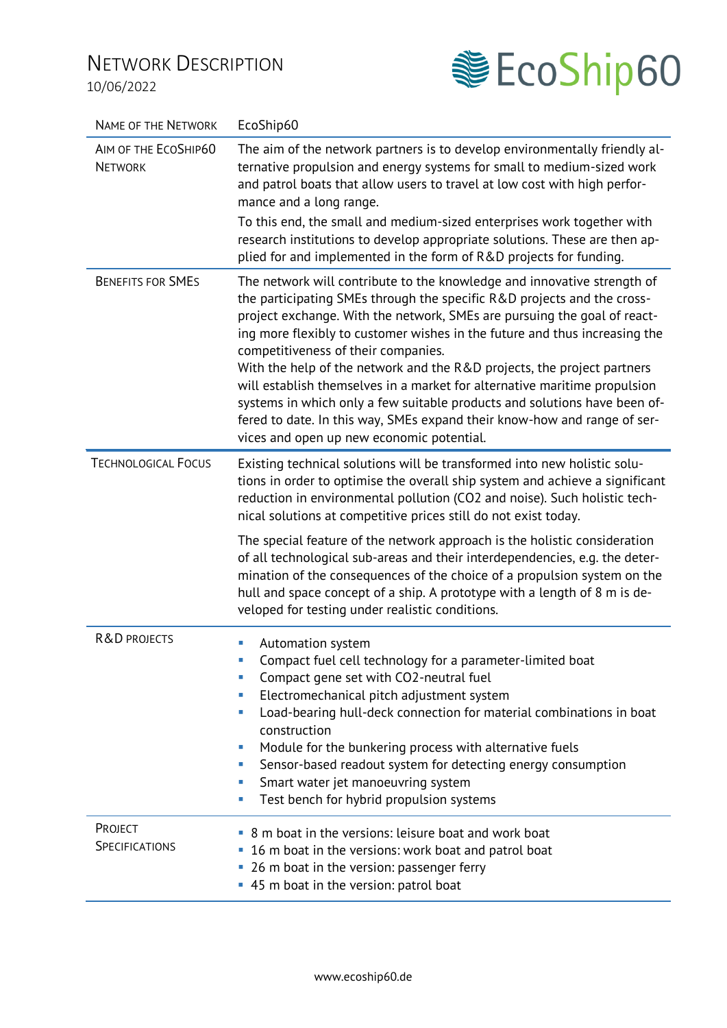# Network Description

10/06/2022

EcoShip60

| | |
|---|---|
| Name of the Network | EcoShip60 |
| Aim of the EcoShip60 Network | The aim of the network partners is to develop environmentally friendly alternative propulsion and energy systems for small to medium-sized work and patrol boats that allow users to travel at low cost with high performance and a long range.<br><br>To this end, the small and medium-sized enterprises work together with research institutions to develop appropriate solutions. These are then applied for and implemented in the form of R&D projects for funding. |
| Benefits for SMEs | The network will contribute to the knowledge and innovative strength of the participating SMEs through the specific R&D projects and the cross-project exchange. With the network, SMEs are pursuing the goal of reacting more flexibly to customer wishes in the future and thus increasing the competitiveness of their companies.<br>With the help of the network and the R&D projects, the project partners will establish themselves in a market for alternative maritime propulsion systems in which only a few suitable products and solutions have been offered to date. In this way, SMEs expand their know-how and range of services and open up new economic potential. |
| Technological Focus | Existing technical solutions will be transformed into new holistic solutions in order to optimise the overall ship system and achieve a significant reduction in environmental pollution (CO2 and noise). Such holistic technical solutions at competitive prices still do not exist today.<br><br>The special feature of the network approach is the holistic consideration of all technological sub-areas and their interdependencies, e.g. the determination of the consequences of the choice of a propulsion system on the hull and space concept of a ship. A prototype with a length of 8 m is developed for testing under realistic conditions. |
| R&D Projects | • Automation system<br>• Compact fuel cell technology for a parameter-limited boat<br>• Compact gene set with CO2-neutral fuel<br>• Electromechanical pitch adjustment system<br>• Load-bearing hull-deck connection for material combinations in boat construction<br>• Module for the bunkering process with alternative fuels<br>• Sensor-based readout system for detecting energy consumption<br>• Smart water jet manoeuvring system<br>• Test bench for hybrid propulsion systems |
| Project Specifications | • 8 m boat in the versions: leisure boat and work boat<br>• 16 m boat in the versions: work boat and patrol boat<br>• 26 m boat in the version: passenger ferry<br>• 45 m boat in the version: patrol boat |

www.ecoship60.de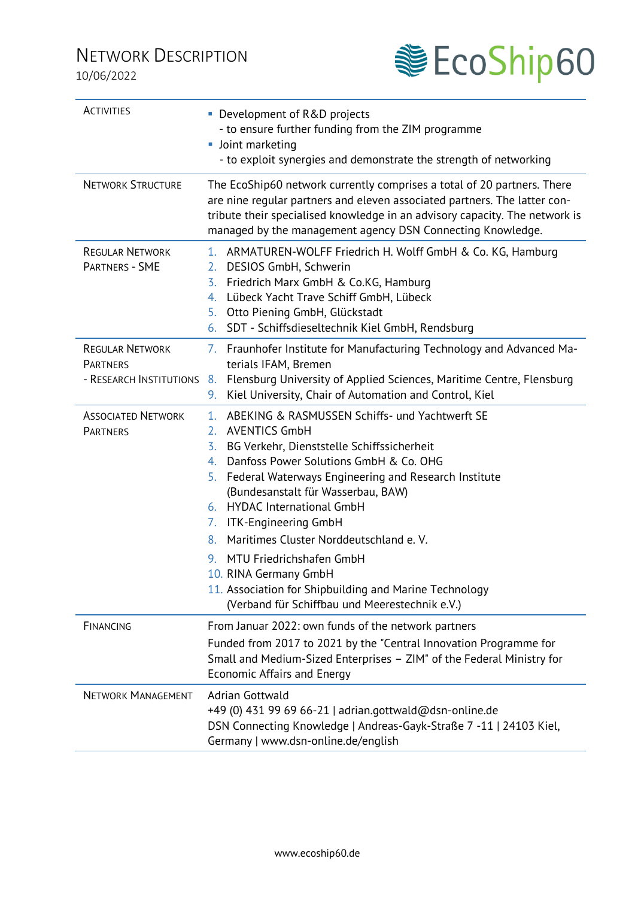# Network Description

10/06/2022

EcoShip60

| | |
|---|---|
| Activities | ▪ Development of R&D projects<br>- to ensure further funding from the ZIM programme<br>▪ Joint marketing<br>- to exploit synergies and demonstrate the strength of networking |
| Network Structure | The EcoShip60 network currently comprises a total of 20 partners. There are nine regular partners and eleven associated partners. The latter contribute their specialised knowledge in an advisory capacity. The network is managed by the management agency DSN Connecting Knowledge. |
| Regular Network Partners - SME | 1. ARMATUREN-WOLFF Friedrich H. Wolff GmbH & Co. KG, Hamburg<br>2. DESIOS GmbH, Schwerin<br>3. Friedrich Marx GmbH & Co.KG, Hamburg<br>4. Lübeck Yacht Trave Schiff GmbH, Lübeck<br>5. Otto Piening GmbH, Glückstadt<br>6. SDT - Schiffsdieseltechnik Kiel GmbH, Rendsburg |
| Regular Network Partners - Research Institutions | 7. Fraunhofer Institute for Manufacturing Technology and Advanced Materials IFAM, Bremen<br>8. Flensburg University of Applied Sciences, Maritime Centre, Flensburg<br>9. Kiel University, Chair of Automation and Control, Kiel |
| Associated Network Partners | 1. ABEKING & RASMUSSEN Schiffs- und Yachtwerft SE<br>2. AVENTICS GmbH<br>3. BG Verkehr, Dienststelle Schiffssicherheit<br>4. Danfoss Power Solutions GmbH & Co. OHG<br>5. Federal Waterways Engineering and Research Institute (Bundesanstalt für Wasserbau, BAW)<br>6. HYDAC International GmbH<br>7. ITK-Engineering GmbH<br>8. Maritimes Cluster Norddeutschland e. V.<br>9. MTU Friedrichshafen GmbH<br>10. RINA Germany GmbH<br>11. Association for Shipbuilding and Marine Technology (Verband für Schiffbau und Meerestechnik e.V.) |
| Financing | From Januar 2022: own funds of the network partners<br>Funded from 2017 to 2021 by the "Central Innovation Programme for Small and Medium-Sized Enterprises – ZIM" of the Federal Ministry for Economic Affairs and Energy |
| Network Management | Adrian Gottwald<br>+49 (0) 431 99 69 66-21 \| adrian.gottwald@dsn-online.de<br>DSN Connecting Knowledge \| Andreas-Gayk-Straße 7 -11 \| 24103 Kiel, Germany \| www.dsn-online.de/english |

www.ecoship60.de